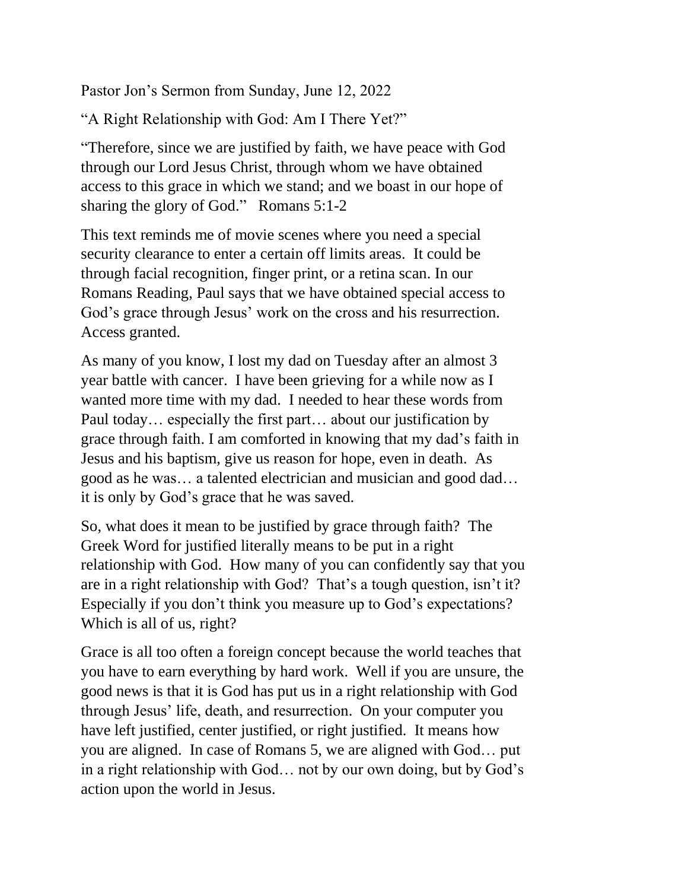Pastor Jon's Sermon from Sunday, June 12, 2022

"A Right Relationship with God: Am I There Yet?"

"Therefore, since we are justified by faith, we have peace with God through our Lord Jesus Christ, through whom we have obtained access to this grace in which we stand; and we boast in our hope of sharing the glory of God."   Romans 5:1-2

This text reminds me of movie scenes where you need a special security clearance to enter a certain off limits areas.  It could be through facial recognition, finger print, or a retina scan. In our Romans Reading, Paul says that we have obtained special access to God's grace through Jesus' work on the cross and his resurrection. Access granted.

As many of you know, I lost my dad on Tuesday after an almost 3 year battle with cancer.  I have been grieving for a while now as I wanted more time with my dad.  I needed to hear these words from Paul today… especially the first part… about our justification by grace through faith. I am comforted in knowing that my dad's faith in Jesus and his baptism, give us reason for hope, even in death.  As good as he was… a talented electrician and musician and good dad… it is only by God's grace that he was saved.

So, what does it mean to be justified by grace through faith?  The Greek Word for justified literally means to be put in a right relationship with God.  How many of you can confidently say that you are in a right relationship with God?  That's a tough question, isn't it? Especially if you don't think you measure up to God's expectations? Which is all of us, right?

Grace is all too often a foreign concept because the world teaches that you have to earn everything by hard work.  Well if you are unsure, the good news is that it is God has put us in a right relationship with God through Jesus' life, death, and resurrection.  On your computer you have left justified, center justified, or right justified.  It means how you are aligned.  In case of Romans 5, we are aligned with God… put in a right relationship with God… not by our own doing, but by God's action upon the world in Jesus.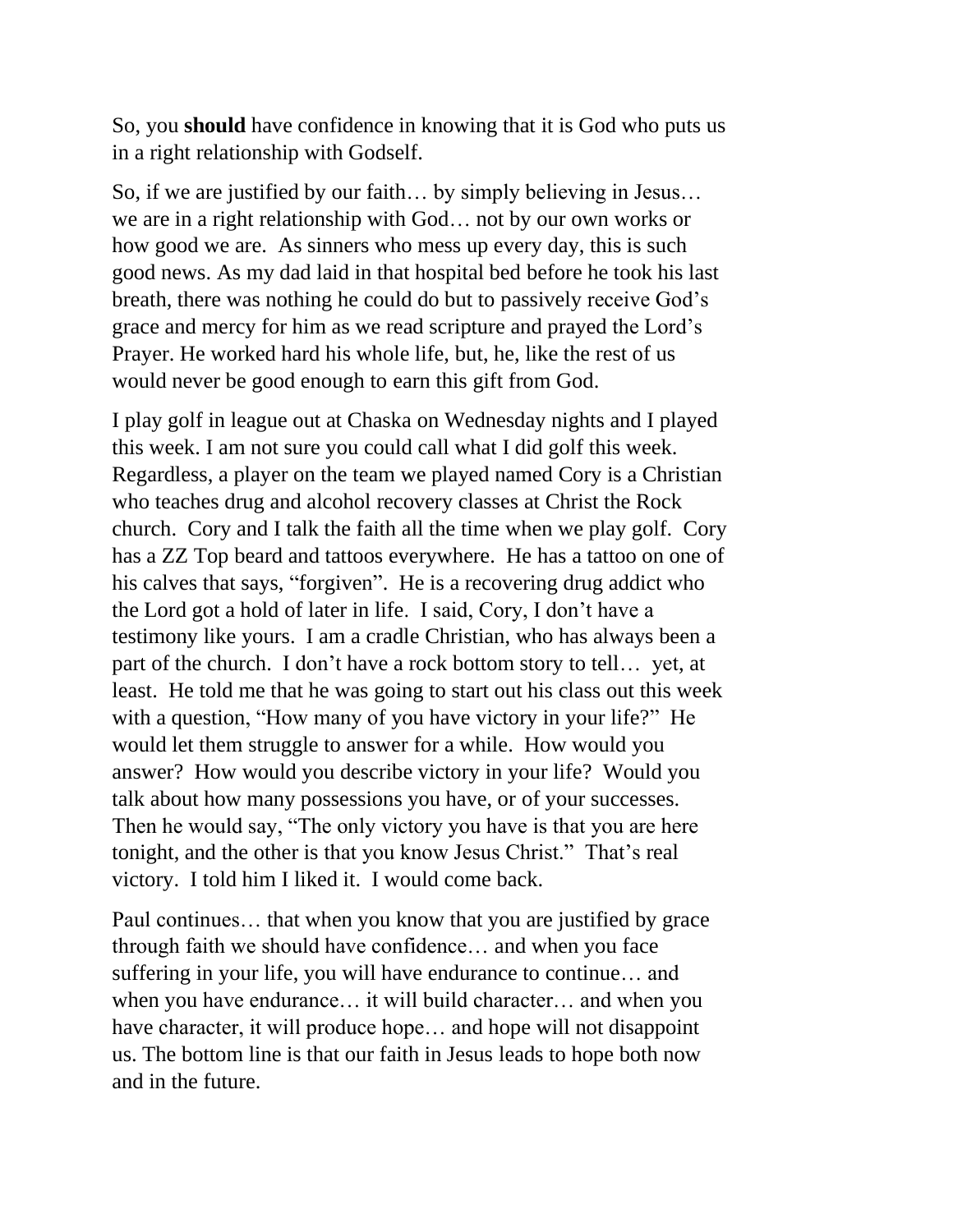So, you **should** have confidence in knowing that it is God who puts us in a right relationship with Godself.

So, if we are justified by our faith… by simply believing in Jesus… we are in a right relationship with God… not by our own works or how good we are. As sinners who mess up every day, this is such good news. As my dad laid in that hospital bed before he took his last breath, there was nothing he could do but to passively receive God's grace and mercy for him as we read scripture and prayed the Lord's Prayer. He worked hard his whole life, but, he, like the rest of us would never be good enough to earn this gift from God.

I play golf in league out at Chaska on Wednesday nights and I played this week. I am not sure you could call what I did golf this week. Regardless, a player on the team we played named Cory is a Christian who teaches drug and alcohol recovery classes at Christ the Rock church. Cory and I talk the faith all the time when we play golf. Cory has a ZZ Top beard and tattoos everywhere. He has a tattoo on one of his calves that says, "forgiven". He is a recovering drug addict who the Lord got a hold of later in life. I said, Cory, I don't have a testimony like yours. I am a cradle Christian, who has always been a part of the church. I don't have a rock bottom story to tell… yet, at least. He told me that he was going to start out his class out this week with a question, "How many of you have victory in your life?" He would let them struggle to answer for a while. How would you answer? How would you describe victory in your life? Would you talk about how many possessions you have, or of your successes. Then he would say, "The only victory you have is that you are here tonight, and the other is that you know Jesus Christ." That's real victory. I told him I liked it. I would come back.

Paul continues… that when you know that you are justified by grace through faith we should have confidence… and when you face suffering in your life, you will have endurance to continue… and when you have endurance… it will build character… and when you have character, it will produce hope… and hope will not disappoint us. The bottom line is that our faith in Jesus leads to hope both now and in the future.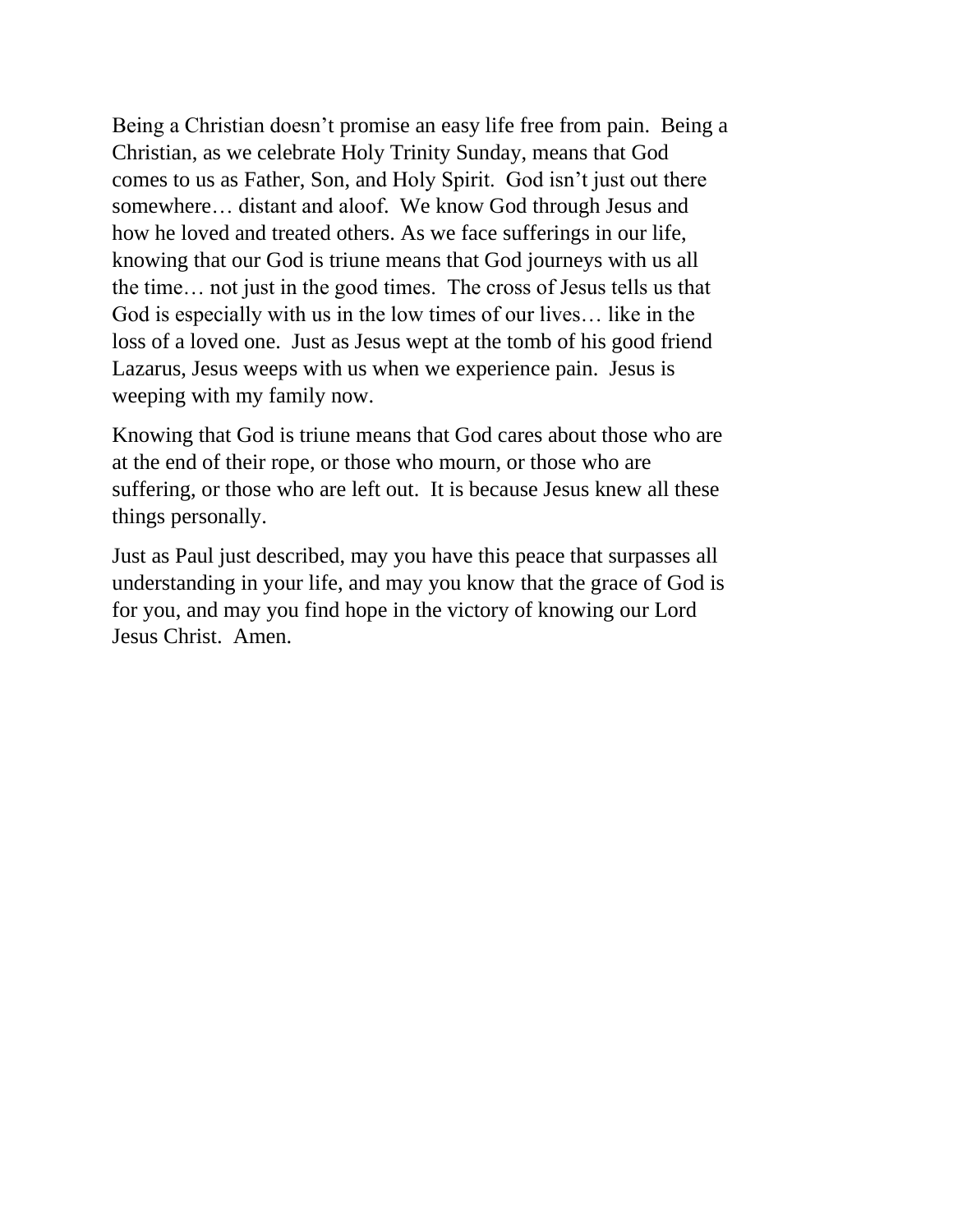Being a Christian doesn't promise an easy life free from pain. Being a Christian, as we celebrate Holy Trinity Sunday, means that God comes to us as Father, Son, and Holy Spirit. God isn't just out there somewhere… distant and aloof. We know God through Jesus and how he loved and treated others. As we face sufferings in our life, knowing that our God is triune means that God journeys with us all the time… not just in the good times. The cross of Jesus tells us that God is especially with us in the low times of our lives… like in the loss of a loved one. Just as Jesus wept at the tomb of his good friend Lazarus, Jesus weeps with us when we experience pain. Jesus is weeping with my family now.

Knowing that God is triune means that God cares about those who are at the end of their rope, or those who mourn, or those who are suffering, or those who are left out. It is because Jesus knew all these things personally.

Just as Paul just described, may you have this peace that surpasses all understanding in your life, and may you know that the grace of God is for you, and may you find hope in the victory of knowing our Lord Jesus Christ. Amen.